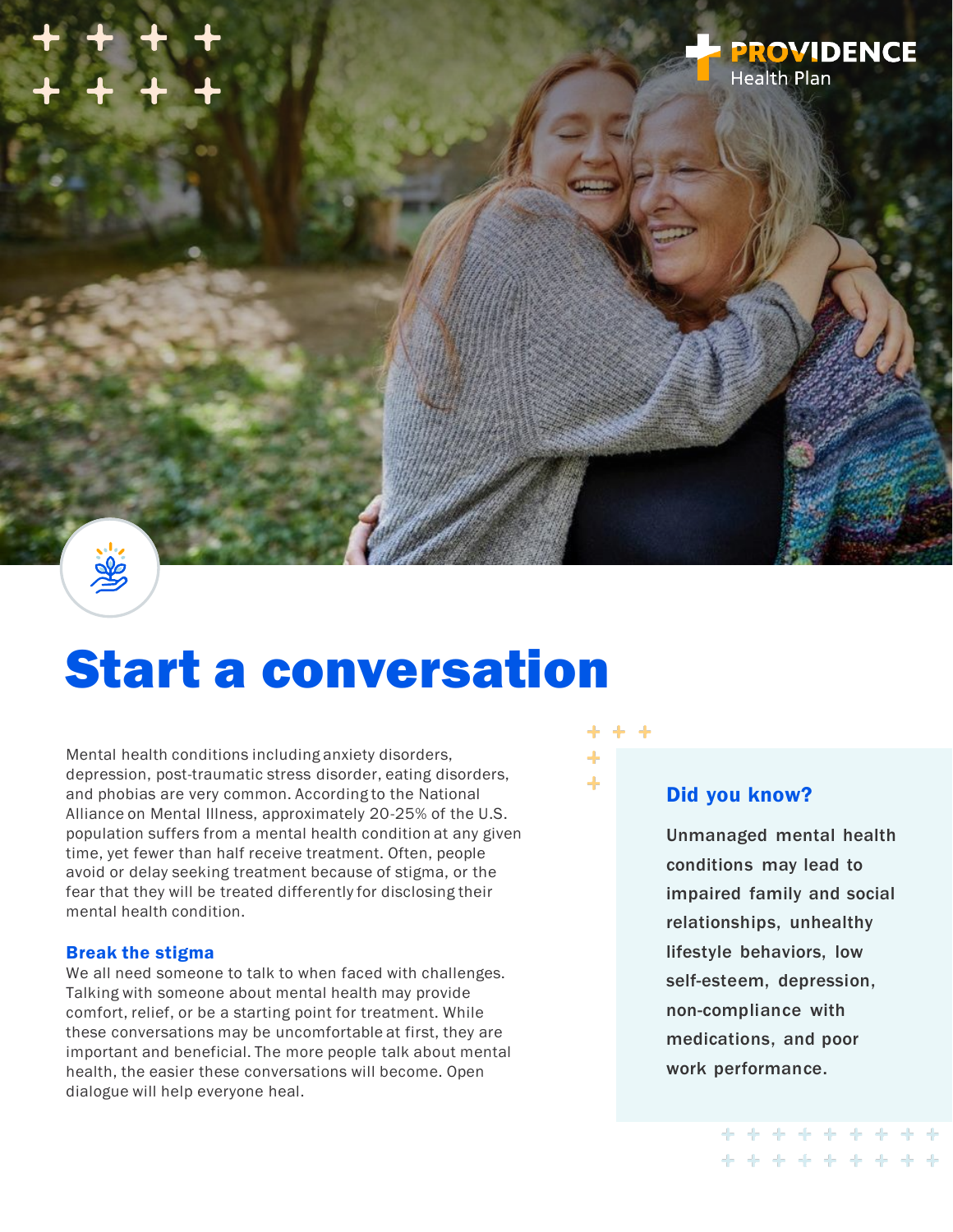# Start a conversation

Mental health conditions including anxiety disorders, depression, post-traumatic stress disorder, eating disorders, and phobias are very common. According to the National Alliance on Mental Illness, approximately 20-25% of the U.S. population suffers from a mental health condition at any given time, yet fewer than half receive treatment. Often, people avoid or delay seeking treatment because of stigma, or the fear that they will be treated differently for disclosing their mental health condition.

## Break the stigma

We all need someone to talk to when faced with challenges. Talking with someone about mental health may provide comfort, relief, or be a starting point for treatment. While these conversations may be uncomfortable at first, they are important and beneficial. The more people talk about mental health, the easier these conversations will become. Open dialogue will help everyone heal.

## Did you know?

**Unmanaged mental health conditions may lead to impaired family and social relationships, unhealthy lifestyle behaviors, low self-esteem, depression, non-compliance with medications, and poor work performance.**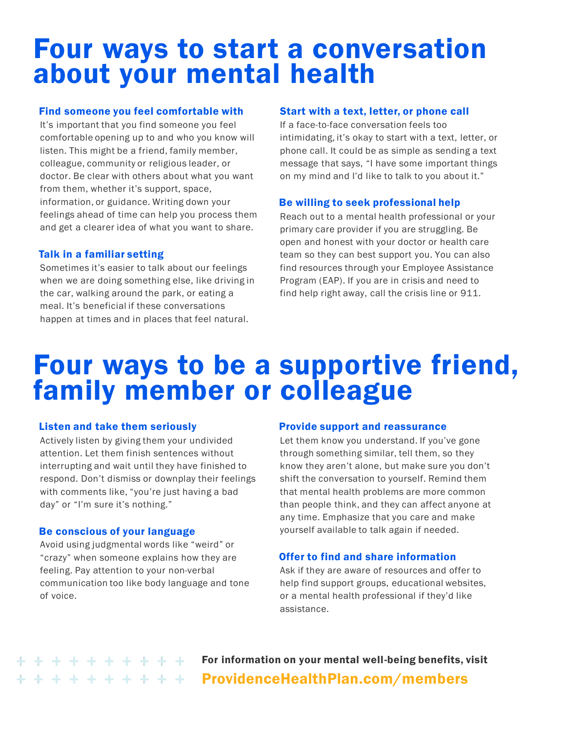# Four ways to start a conversation about your mental health

### Find someone you feel comfortable with

It's important that you find someone you feel comfortable opening up to and who you know will listen. This might be a friend, family member, colleague, community or religious leader, or doctor. Be clear with others about what you want from them, whether it's support, space, information, or guidance. Writing down your feelings ahead of time can help you process them and get a clearer idea of what you want to share.

### Talk in a familiar setting

Sometimes it's easier to talk about our feelings when we are doing something else, like driving in the car, walking around the park, or eating a meal. It's beneficial if these conversations happen at times and in places that feel natural.

### Start with a text, letter, or phone call

If a face-to-face conversation feels too intimidating, it's okay to start with a text, letter, or phone call. It could be as simple as sending a text message that says, "I have some important things on my mind and I'd like to talk to you about it."

### Be willing to seek professional help

Reach out to a mental health professional or your primary care provider if you are struggling. Be open and honest with your doctor or health care team so they can best support you. You can also find resources through your Employee Assistance Program (EAP). If you are in crisis and need to find help right away, call the crisis line or 911.

# Four ways to be a supportive friend, family member or colleague

### Listen and take them seriously

Actively listen by giving them your undivided attention. Let them finish sentences without interrupting and wait until they have finished to respond. Don't dismiss or downplay their feelings with comments like, "you're just having a bad day" or "I'm sure it's nothing."

### Be conscious of your language

Avoid using judgmental words like "weird" or "crazy" when someone explains how they are feeling. Pay attention to your non-verbal communication too like body language and tone of voice.

### Provide support and reassurance

Let them know you understand. If you've gone through something similar, tell them, so they know they aren't alone, but make sure you don't shift the conversation to yourself. Remind them that mental health problems are more common than people think, and they can affect anyone at any time. Emphasize that you care and make yourself available to talk again if needed.

### Offer to find and share information

Ask if they are aware of resources and offer to help find support groups, educational websites, or a mental health professional if they'd like assistance.

**For information on your mental well-being benefits, visit**
**ProvidenceHealthPlan.com/members**